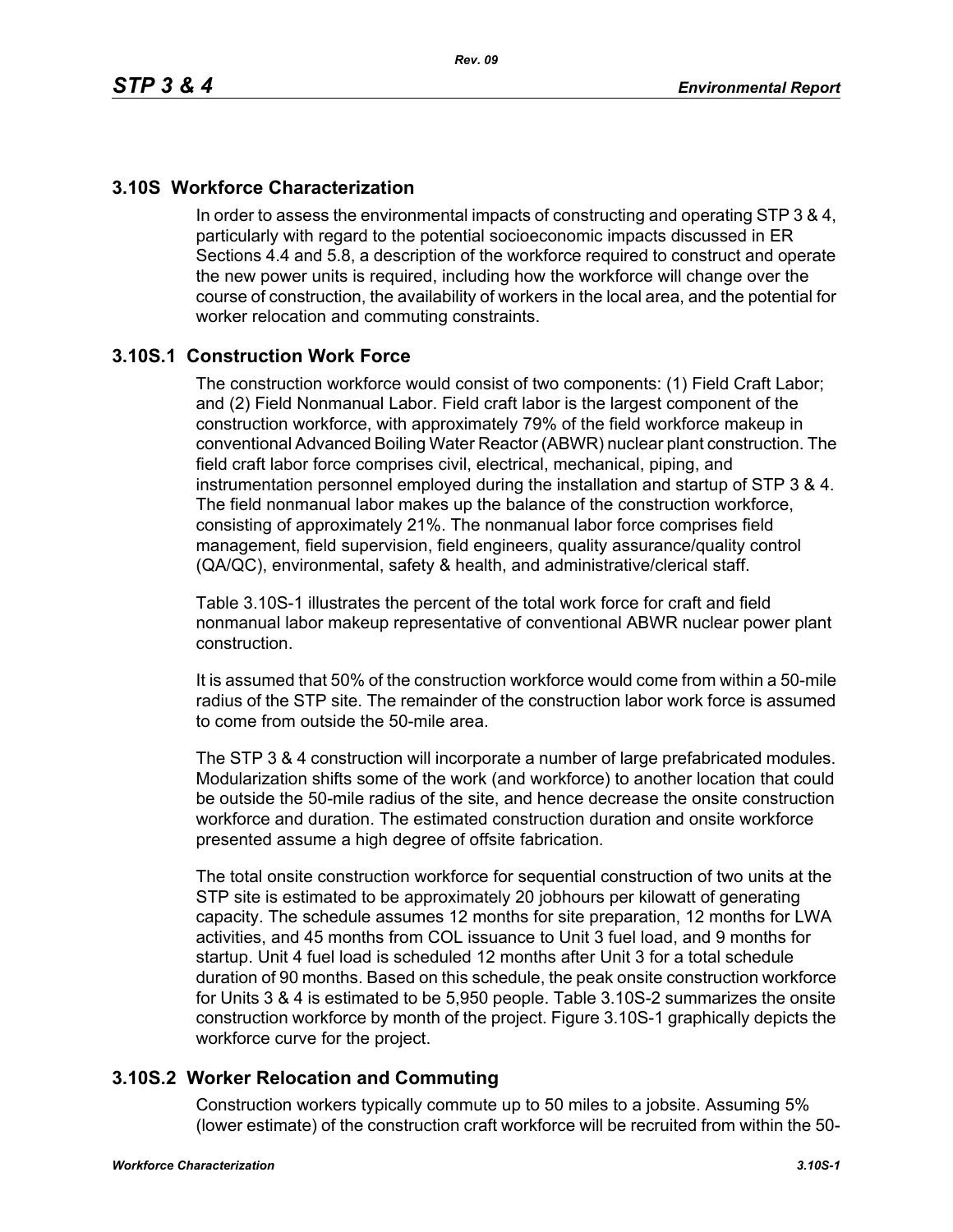## 3.10S Workforce Characterization

In order to assess the environmental impacts of constructing and operating STP 3 & 4, particularly with regard to the potential socioeconomic impacts discussed in ER Sections 4.4 and 5.8, a description of the workforce required to construct and operate the new power units is required, including how the workforce will change over the course of construction, the availability of workers in the local area, and the potential for worker relocation and commuting constraints.

### 3.10S.1 Construction Work Force

The construction workforce would consist of two components: (1) Field Craft Labor; and (2) Field Nonmanual Labor. Field craft labor is the largest component of the construction workforce, with approximately 79% of the field workforce makeup in conventional Advanced Boiling Water Reactor (ABWR) nuclear plant construction. The field craft labor force comprises civil, electrical, mechanical, piping, and instrumentation personnel employed during the installation and startup of STP 3 & 4. The field nonmanual labor makes up the balance of the construction workforce, consisting of approximately 21%. The nonmanual labor force comprises field management, field supervision, field engineers, quality assurance/quality control (QA/QC), environmental, safety & health, and administrative/clerical staff.

Table 3.10S-1 illustrates the percent of the total work force for craft and field nonmanual labor makeup representative of conventional ABWR nuclear power plant construction.

It is assumed that 50% of the construction workforce would come from within a 50-mile radius of the STP site. The remainder of the construction labor work force is assumed to come from outside the 50-mile area.

The STP 3 & 4 construction will incorporate a number of large prefabricated modules. Modularization shifts some of the work (and workforce) to another location that could be outside the 50-mile radius of the site, and hence decrease the onsite construction workforce and duration. The estimated construction duration and onsite workforce presented assume a high degree of offsite fabrication.

The total onsite construction workforce for sequential construction of two units at the STP site is estimated to be approximately 20 jobhours per kilowatt of generating capacity. The schedule assumes 12 months for site preparation, 12 months for LWA activities, and 45 months from COL issuance to Unit 3 fuel load, and 9 months for startup. Unit 4 fuel load is scheduled 12 months after Unit 3 for a total schedule duration of 90 months. Based on this schedule, the peak onsite construction workforce for Units 3 & 4 is estimated to be 5,950 people. Table 3.10S-2 summarizes the onsite construction workforce by month of the project. Figure 3.10S-1 graphically depicts the workforce curve for the project.

### 3.10S.2 Worker Relocation and Commuting

Construction workers typically commute up to 50 miles to a jobsite. Assuming 5% (lower estimate) of the construction craft workforce will be recruited from within the 50-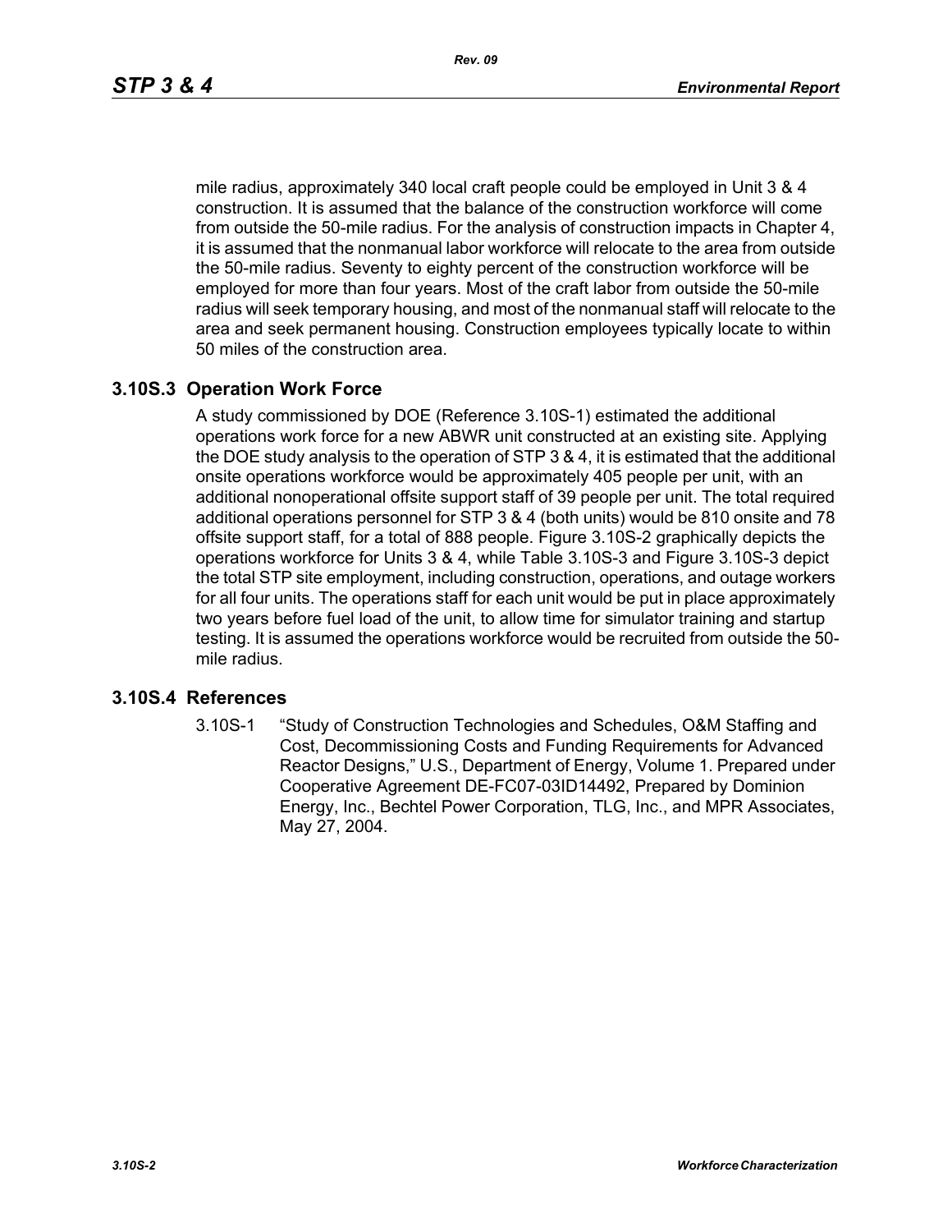mile radius, approximately 340 local craft people could be employed in Unit 3 & 4 construction. It is assumed that the balance of the construction workforce will come from outside the 50-mile radius. For the analysis of construction impacts in Chapter 4, it is assumed that the nonmanual labor workforce will relocate to the area from outside the 50-mile radius. Seventy to eighty percent of the construction workforce will be employed for more than four years. Most of the craft labor from outside the 50-mile radius will seek temporary housing, and most of the nonmanual staff will relocate to the area and seek permanent housing. Construction employees typically locate to within 50 miles of the construction area.

## 3.10S.3 Operation Work Force

A study commissioned by DOE (Reference 3.10S-1) estimated the additional operations work force for a new ABWR unit constructed at an existing site. Applying the DOE study analysis to the operation of STP 3 & 4, it is estimated that the additional onsite operations workforce would be approximately 405 people per unit, with an additional nonoperational offsite support staff of 39 people per unit. The total required additional operations personnel for STP 3 & 4 (both units) would be 810 onsite and 78 offsite support staff, for a total of 888 people. Figure 3.10S-2 graphically depicts the operations workforce for Units 3 & 4, while Table 3.10S-3 and Figure 3.10S-3 depict the total STP site employment, including construction, operations, and outage workers for all four units. The operations staff for each unit would be put in place approximately two years before fuel load of the unit, to allow time for simulator training and startup testing. It is assumed the operations workforce would be recruited from outside the 50-mile radius.

## 3.10S.4 References

3.10S-1 "Study of Construction Technologies and Schedules, O&M Staffing and Cost, Decommissioning Costs and Funding Requirements for Advanced Reactor Designs," U.S., Department of Energy, Volume 1. Prepared under Cooperative Agreement DE-FC07-03ID14492, Prepared by Dominion Energy, Inc., Bechtel Power Corporation, TLG, Inc., and MPR Associates, May 27, 2004.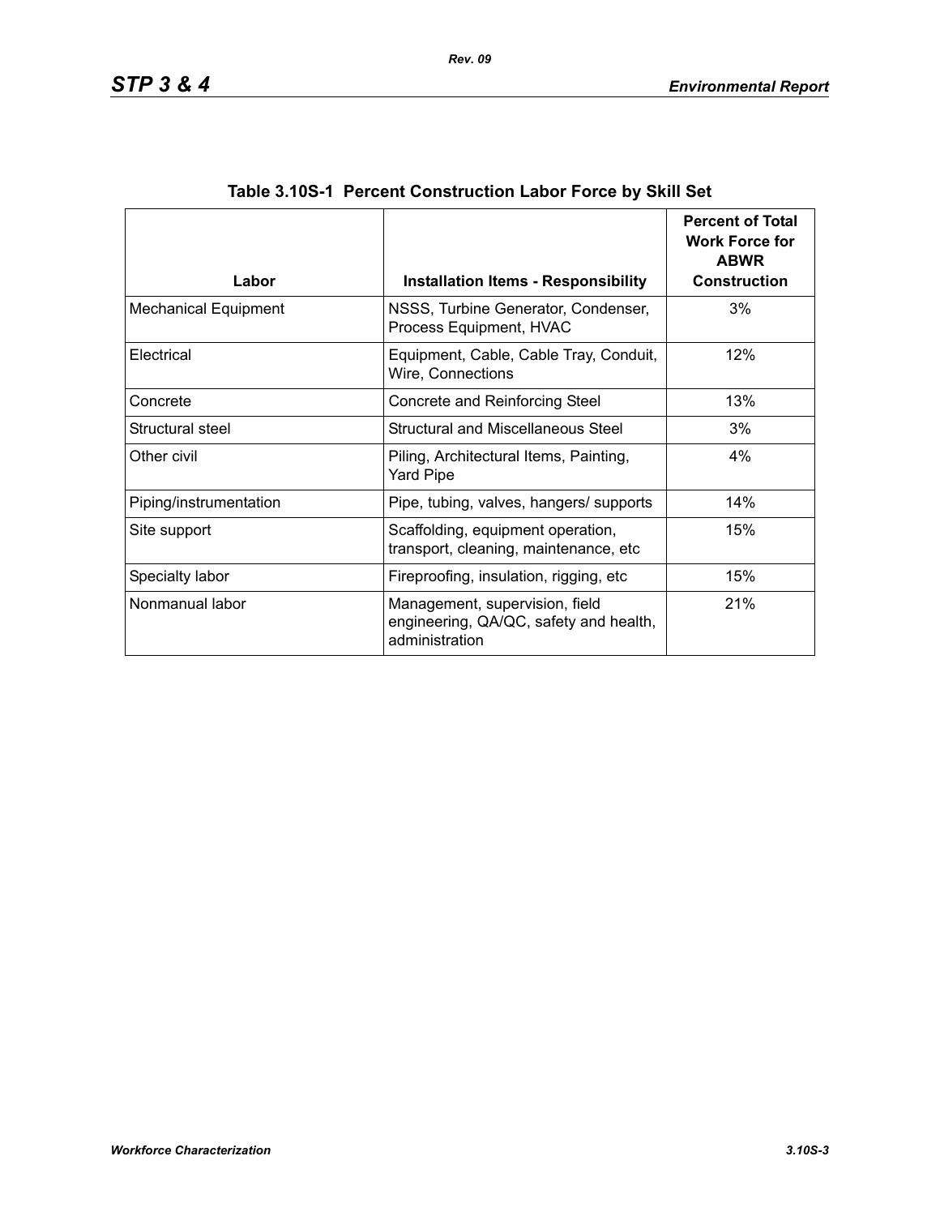**Table 3.10S-1 Percent Construction Labor Force by Skill Set**

| Labor | Installation Items - Responsibility | Percent of Total Work Force for ABWR Construction |
|---|---|---|
| Mechanical Equipment | NSSS, Turbine Generator, Condenser, Process Equipment, HVAC | 3% |
| Electrical | Equipment, Cable, Cable Tray, Conduit, Wire, Connections | 12% |
| Concrete | Concrete and Reinforcing Steel | 13% |
| Structural steel | Structural and Miscellaneous Steel | 3% |
| Other civil | Piling, Architectural Items, Painting, Yard Pipe | 4% |
| Piping/instrumentation | Pipe, tubing, valves, hangers/ supports | 14% |
| Site support | Scaffolding, equipment operation, transport, cleaning, maintenance, etc | 15% |
| Specialty labor | Fireproofing, insulation, rigging, etc | 15% |
| Nonmanual labor | Management, supervision, field engineering, QA/QC, safety and health, administration | 21% |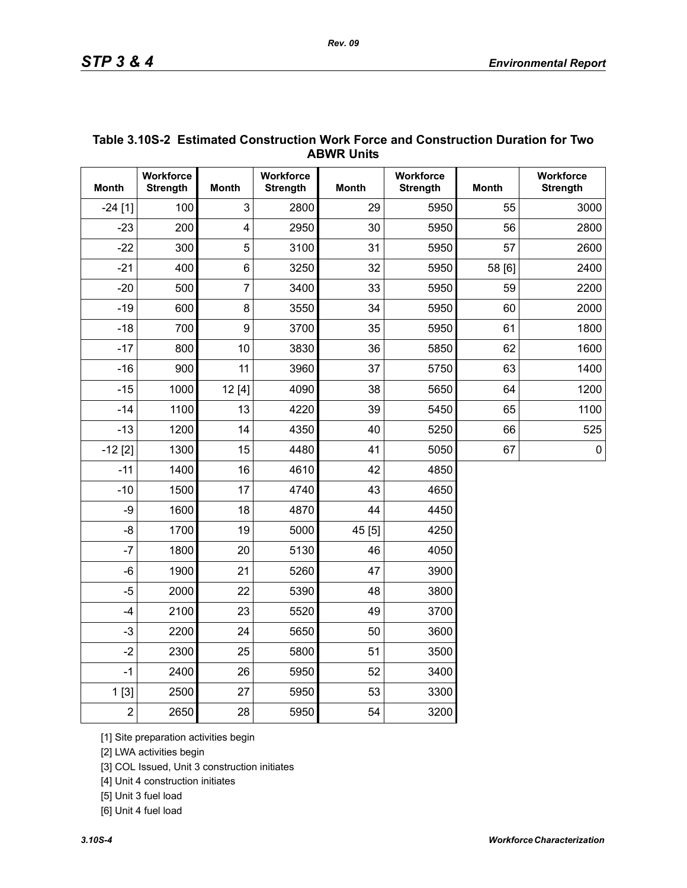**Table 3.10S-2 Estimated Construction Work Force and Construction Duration for Two ABWR Units**

| Month | Workforce Strength | Month | Workforce Strength | Month | Workforce Strength | Month | Workforce Strength |
|---|---|---|---|---|---|---|---|
| -24 [1] | 100 | 3 | 2800 | 29 | 5950 | 55 | 3000 |
| -23 | 200 | 4 | 2950 | 30 | 5950 | 56 | 2800 |
| -22 | 300 | 5 | 3100 | 31 | 5950 | 57 | 2600 |
| -21 | 400 | 6 | 3250 | 32 | 5950 | 58 [6] | 2400 |
| -20 | 500 | 7 | 3400 | 33 | 5950 | 59 | 2200 |
| -19 | 600 | 8 | 3550 | 34 | 5950 | 60 | 2000 |
| -18 | 700 | 9 | 3700 | 35 | 5950 | 61 | 1800 |
| -17 | 800 | 10 | 3830 | 36 | 5850 | 62 | 1600 |
| -16 | 900 | 11 | 3960 | 37 | 5750 | 63 | 1400 |
| -15 | 1000 | 12 [4] | 4090 | 38 | 5650 | 64 | 1200 |
| -14 | 1100 | 13 | 4220 | 39 | 5450 | 65 | 1100 |
| -13 | 1200 | 14 | 4350 | 40 | 5250 | 66 | 525 |
| -12 [2] | 1300 | 15 | 4480 | 41 | 5050 | 67 | 0 |
| -11 | 1400 | 16 | 4610 | 42 | 4850 | | |
| -10 | 1500 | 17 | 4740 | 43 | 4650 | | |
| -9 | 1600 | 18 | 4870 | 44 | 4450 | | |
| -8 | 1700 | 19 | 5000 | 45 [5] | 4250 | | |
| -7 | 1800 | 20 | 5130 | 46 | 4050 | | |
| -6 | 1900 | 21 | 5260 | 47 | 3900 | | |
| -5 | 2000 | 22 | 5390 | 48 | 3800 | | |
| -4 | 2100 | 23 | 5520 | 49 | 3700 | | |
| -3 | 2200 | 24 | 5650 | 50 | 3600 | | |
| -2 | 2300 | 25 | 5800 | 51 | 3500 | | |
| -1 | 2400 | 26 | 5950 | 52 | 3400 | | |
| 1 [3] | 2500 | 27 | 5950 | 53 | 3300 | | |
| 2 | 2650 | 28 | 5950 | 54 | 3200 | | |

[1] Site preparation activities begin

[2] LWA activities begin

[3] COL Issued, Unit 3 construction initiates

[4] Unit 4 construction initiates

[5] Unit 3 fuel load

[6] Unit 4 fuel load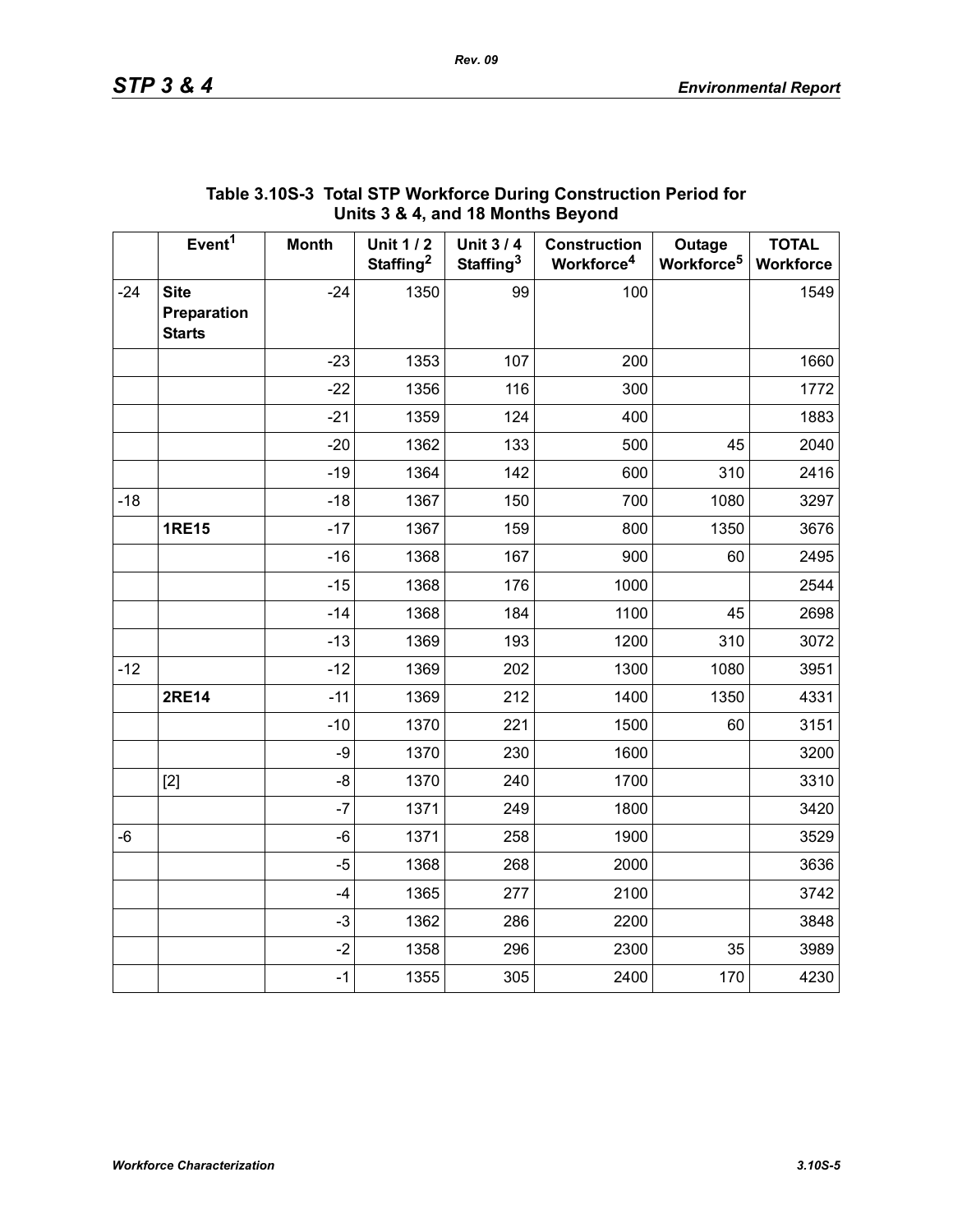**Table 3.10S-3 Total STP Workforce During Construction Period for Units 3 & 4, and 18 Months Beyond**

| | Event[1] | Month | Unit 1 / 2 Staffing[2] | Unit 3 / 4 Staffing[3] | Construction Workforce[4] | Outage Workforce[5] | TOTAL Workforce |
|---|---|---|---|---|---|---|---|
| -24 | **Site Preparation Starts** | -24 | 1350 | 99 | 100 | | 1549 |
| | | -23 | 1353 | 107 | 200 | | 1660 |
| | | -22 | 1356 | 116 | 300 | | 1772 |
| | | -21 | 1359 | 124 | 400 | | 1883 |
| | | -20 | 1362 | 133 | 500 | 45 | 2040 |
| | | -19 | 1364 | 142 | 600 | 310 | 2416 |
| -18 | | -18 | 1367 | 150 | 700 | 1080 | 3297 |
| | **1RE15** | -17 | 1367 | 159 | 800 | 1350 | 3676 |
| | | -16 | 1368 | 167 | 900 | 60 | 2495 |
| | | -15 | 1368 | 176 | 1000 | | 2544 |
| | | -14 | 1368 | 184 | 1100 | 45 | 2698 |
| | | -13 | 1369 | 193 | 1200 | 310 | 3072 |
| -12 | | -12 | 1369 | 202 | 1300 | 1080 | 3951 |
| | **2RE14** | -11 | 1369 | 212 | 1400 | 1350 | 4331 |
| | | -10 | 1370 | 221 | 1500 | 60 | 3151 |
| | | -9 | 1370 | 230 | 1600 | | 3200 |
| | [2] | -8 | 1370 | 240 | 1700 | | 3310 |
| | | -7 | 1371 | 249 | 1800 | | 3420 |
| -6 | | -6 | 1371 | 258 | 1900 | | 3529 |
| | | -5 | 1368 | 268 | 2000 | | 3636 |
| | | -4 | 1365 | 277 | 2100 | | 3742 |
| | | -3 | 1362 | 286 | 2200 | | 3848 |
| | | -2 | 1358 | 296 | 2300 | 35 | 3989 |
| | | -1 | 1355 | 305 | 2400 | 170 | 4230 |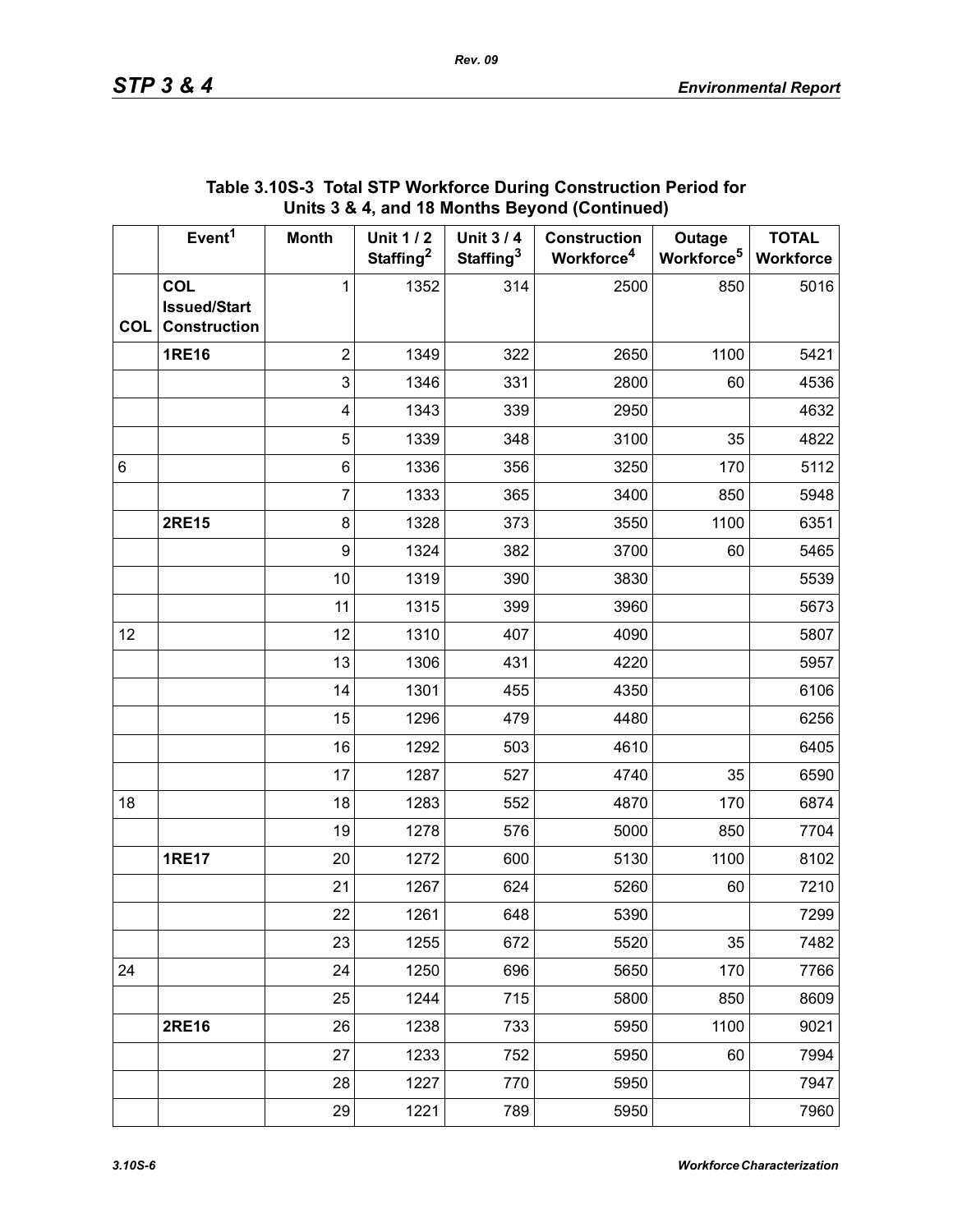**Table 3.10S-3 Total STP Workforce During Construction Period for Units 3 & 4, and 18 Months Beyond (Continued)**

| | Event[1] | Month | Unit 1 / 2 Staffing[2] | Unit 3 / 4 Staffing[3] | Construction Workforce[4] | Outage Workforce[5] | TOTAL Workforce |
|---|---|---|---|---|---|---|---|
| COL | COL Issued/Start Construction | 1 | 1352 | 314 | 2500 | 850 | 5016 |
| | 1RE16 | 2 | 1349 | 322 | 2650 | 1100 | 5421 |
| | | 3 | 1346 | 331 | 2800 | 60 | 4536 |
| | | 4 | 1343 | 339 | 2950 | | 4632 |
| | | 5 | 1339 | 348 | 3100 | 35 | 4822 |
| 6 | | 6 | 1336 | 356 | 3250 | 170 | 5112 |
| | | 7 | 1333 | 365 | 3400 | 850 | 5948 |
| | 2RE15 | 8 | 1328 | 373 | 3550 | 1100 | 6351 |
| | | 9 | 1324 | 382 | 3700 | 60 | 5465 |
| | | 10 | 1319 | 390 | 3830 | | 5539 |
| | | 11 | 1315 | 399 | 3960 | | 5673 |
| 12 | | 12 | 1310 | 407 | 4090 | | 5807 |
| | | 13 | 1306 | 431 | 4220 | | 5957 |
| | | 14 | 1301 | 455 | 4350 | | 6106 |
| | | 15 | 1296 | 479 | 4480 | | 6256 |
| | | 16 | 1292 | 503 | 4610 | | 6405 |
| | | 17 | 1287 | 527 | 4740 | 35 | 6590 |
| 18 | | 18 | 1283 | 552 | 4870 | 170 | 6874 |
| | | 19 | 1278 | 576 | 5000 | 850 | 7704 |
| | 1RE17 | 20 | 1272 | 600 | 5130 | 1100 | 8102 |
| | | 21 | 1267 | 624 | 5260 | 60 | 7210 |
| | | 22 | 1261 | 648 | 5390 | | 7299 |
| | | 23 | 1255 | 672 | 5520 | 35 | 7482 |
| 24 | | 24 | 1250 | 696 | 5650 | 170 | 7766 |
| | | 25 | 1244 | 715 | 5800 | 850 | 8609 |
| | 2RE16 | 26 | 1238 | 733 | 5950 | 1100 | 9021 |
| | | 27 | 1233 | 752 | 5950 | 60 | 7994 |
| | | 28 | 1227 | 770 | 5950 | | 7947 |
| | | 29 | 1221 | 789 | 5950 | | 7960 |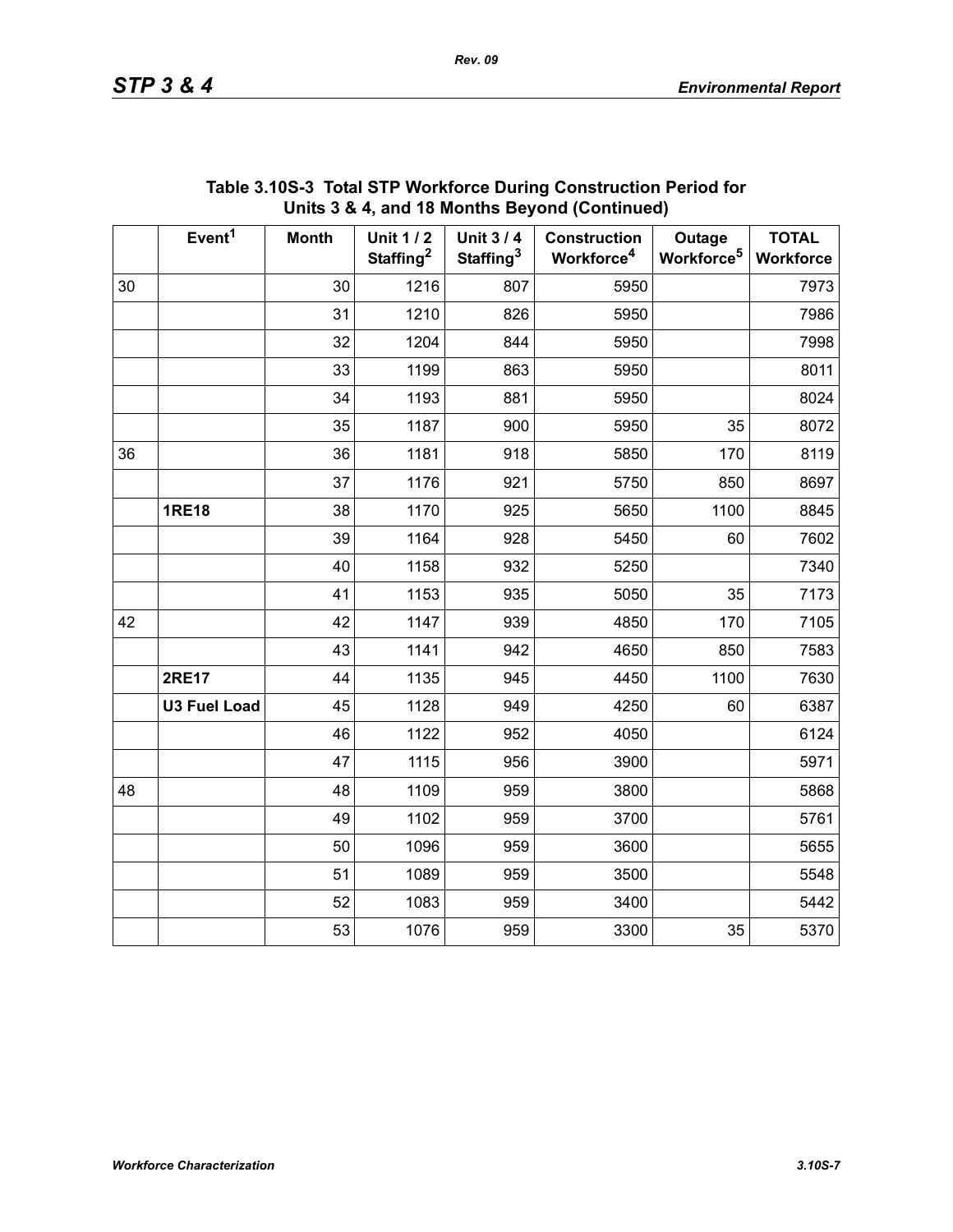**Table 3.10S-3 Total STP Workforce During Construction Period for Units 3 & 4, and 18 Months Beyond (Continued)**

| | Event[1] | Month | Unit 1 / 2 Staffing[2] | Unit 3 / 4 Staffing[3] | Construction Workforce[4] | Outage Workforce[5] | TOTAL Workforce |
|---|---|---|---|---|---|---|---|
| 30 | | 30 | 1216 | 807 | 5950 | | 7973 |
| | | 31 | 1210 | 826 | 5950 | | 7986 |
| | | 32 | 1204 | 844 | 5950 | | 7998 |
| | | 33 | 1199 | 863 | 5950 | | 8011 |
| | | 34 | 1193 | 881 | 5950 | | 8024 |
| | | 35 | 1187 | 900 | 5950 | 35 | 8072 |
| 36 | | 36 | 1181 | 918 | 5850 | 170 | 8119 |
| | | 37 | 1176 | 921 | 5750 | 850 | 8697 |
| | **1RE18** | 38 | 1170 | 925 | 5650 | 1100 | 8845 |
| | | 39 | 1164 | 928 | 5450 | 60 | 7602 |
| | | 40 | 1158 | 932 | 5250 | | 7340 |
| | | 41 | 1153 | 935 | 5050 | 35 | 7173 |
| 42 | | 42 | 1147 | 939 | 4850 | 170 | 7105 |
| | | 43 | 1141 | 942 | 4650 | 850 | 7583 |
| | **2RE17** | 44 | 1135 | 945 | 4450 | 1100 | 7630 |
| | **U3 Fuel Load** | 45 | 1128 | 949 | 4250 | 60 | 6387 |
| | | 46 | 1122 | 952 | 4050 | | 6124 |
| | | 47 | 1115 | 956 | 3900 | | 5971 |
| 48 | | 48 | 1109 | 959 | 3800 | | 5868 |
| | | 49 | 1102 | 959 | 3700 | | 5761 |
| | | 50 | 1096 | 959 | 3600 | | 5655 |
| | | 51 | 1089 | 959 | 3500 | | 5548 |
| | | 52 | 1083 | 959 | 3400 | | 5442 |
| | | 53 | 1076 | 959 | 3300 | 35 | 5370 |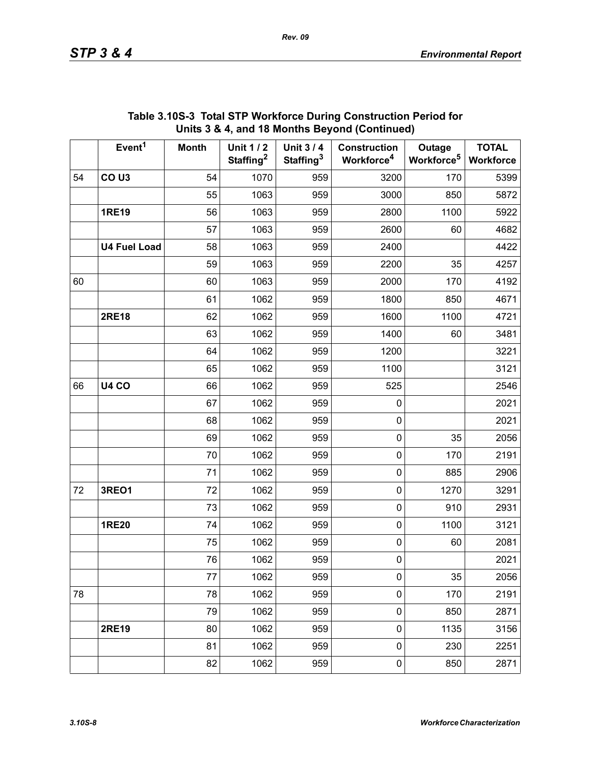## Table 3.10S-3 Total STP Workforce During Construction Period for Units 3 & 4, and 18 Months Beyond (Continued)

| | Event[1] | Month | Unit 1 / 2 Staffing[2] | Unit 3 / 4 Staffing[3] | Construction Workforce[4] | Outage Workforce[5] | TOTAL Workforce |
|---|---|---|---|---|---|---|---|
| 54 | **CO U3** | 54 | 1070 | 959 | 3200 | 170 | 5399 |
| | | 55 | 1063 | 959 | 3000 | 850 | 5872 |
| | **1RE19** | 56 | 1063 | 959 | 2800 | 1100 | 5922 |
| | | 57 | 1063 | 959 | 2600 | 60 | 4682 |
| | **U4 Fuel Load** | 58 | 1063 | 959 | 2400 | | 4422 |
| | | 59 | 1063 | 959 | 2200 | 35 | 4257 |
| 60 | | 60 | 1063 | 959 | 2000 | 170 | 4192 |
| | | 61 | 1062 | 959 | 1800 | 850 | 4671 |
| | **2RE18** | 62 | 1062 | 959 | 1600 | 1100 | 4721 |
| | | 63 | 1062 | 959 | 1400 | 60 | 3481 |
| | | 64 | 1062 | 959 | 1200 | | 3221 |
| | | 65 | 1062 | 959 | 1100 | | 3121 |
| 66 | **U4 CO** | 66 | 1062 | 959 | 525 | | 2546 |
| | | 67 | 1062 | 959 | 0 | | 2021 |
| | | 68 | 1062 | 959 | 0 | | 2021 |
| | | 69 | 1062 | 959 | 0 | 35 | 2056 |
| | | 70 | 1062 | 959 | 0 | 170 | 2191 |
| | | 71 | 1062 | 959 | 0 | 885 | 2906 |
| 72 | **3REO1** | 72 | 1062 | 959 | 0 | 1270 | 3291 |
| | | 73 | 1062 | 959 | 0 | 910 | 2931 |
| | **1RE20** | 74 | 1062 | 959 | 0 | 1100 | 3121 |
| | | 75 | 1062 | 959 | 0 | 60 | 2081 |
| | | 76 | 1062 | 959 | 0 | | 2021 |
| | | 77 | 1062 | 959 | 0 | 35 | 2056 |
| 78 | | 78 | 1062 | 959 | 0 | 170 | 2191 |
| | | 79 | 1062 | 959 | 0 | 850 | 2871 |
| | **2RE19** | 80 | 1062 | 959 | 0 | 1135 | 3156 |
| | | 81 | 1062 | 959 | 0 | 230 | 2251 |
| | | 82 | 1062 | 959 | 0 | 850 | 2871 |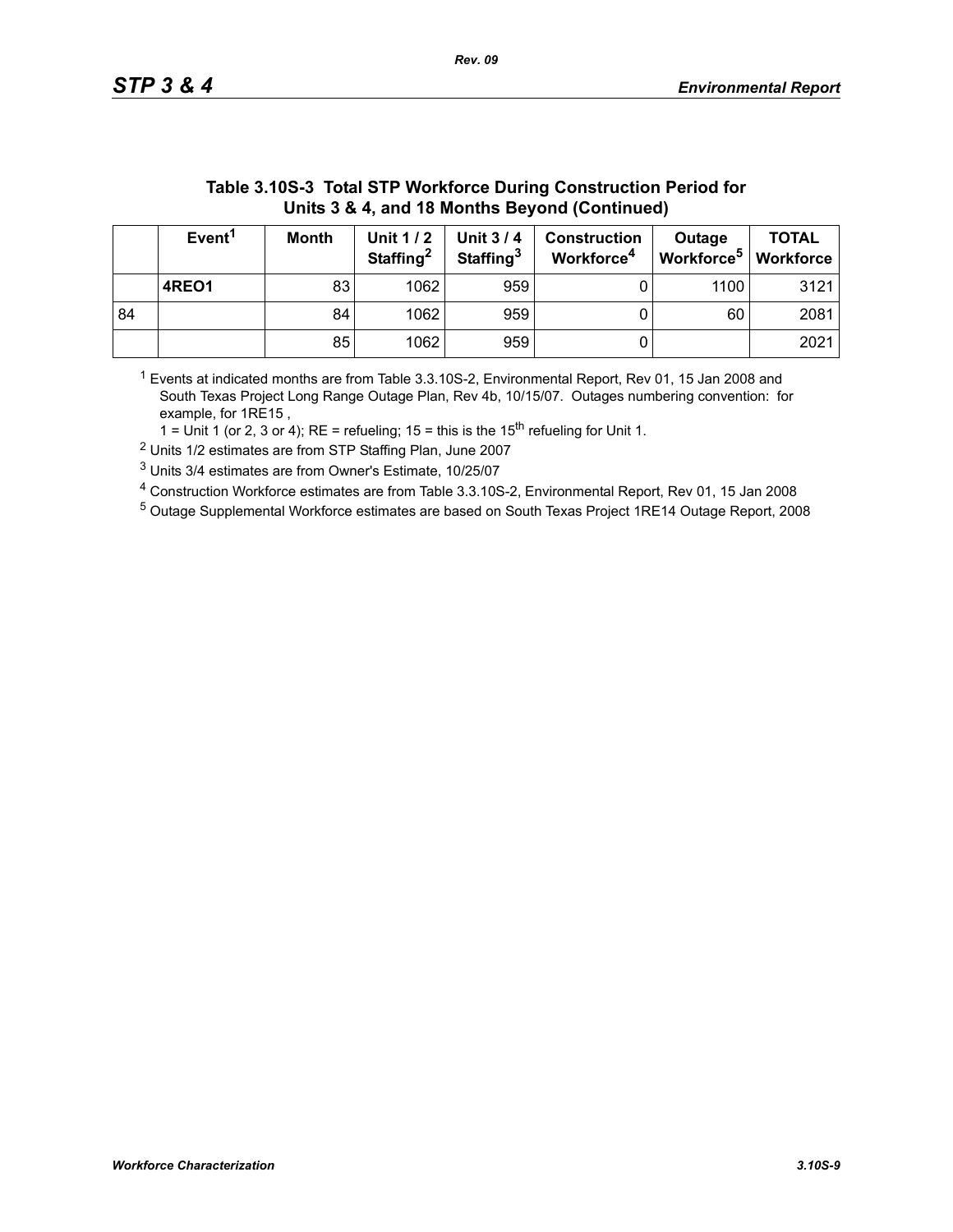### Table 3.10S-3 Total STP Workforce During Construction Period for Units 3 & 4, and 18 Months Beyond (Continued)

| | Event[1] | Month | Unit 1 / 2 Staffing[2] | Unit 3 / 4 Staffing[3] | Construction Workforce[4] | Outage Workforce[5] | TOTAL Workforce |
|---|---|---|---|---|---|---|---|
| | **4REO1** | 83 | 1062 | 959 | 0 | 1100 | 3121 |
| 84 | | 84 | 1062 | 959 | 0 | 60 | 2081 |
| | | 85 | 1062 | 959 | 0 | | 2021 |

[1] Events at indicated months are from Table 3.3.10S-2, Environmental Report, Rev 01, 15 Jan 2008 and South Texas Project Long Range Outage Plan, Rev 4b, 10/15/07. Outages numbering convention: for example, for 1RE15 ,
1 = Unit 1 (or 2, 3 or 4); RE = refueling; 15 = this is the 15th refueling for Unit 1.

[2] Units 1/2 estimates are from STP Staffing Plan, June 2007

[3] Units 3/4 estimates are from Owner's Estimate, 10/25/07

[4] Construction Workforce estimates are from Table 3.3.10S-2, Environmental Report, Rev 01, 15 Jan 2008

[5] Outage Supplemental Workforce estimates are based on South Texas Project 1RE14 Outage Report, 2008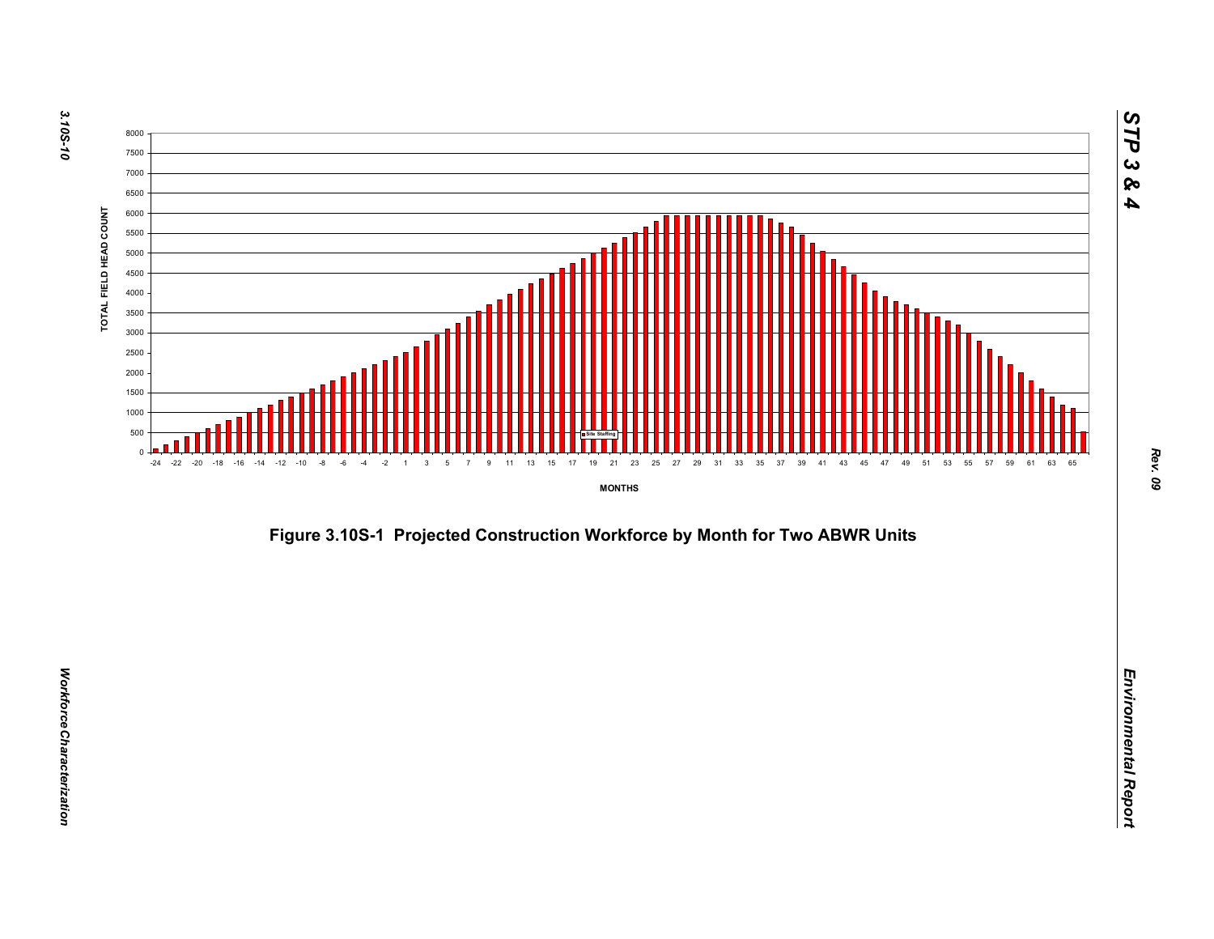Figure 3.10S-1 Projected Construction Workforce by Month for Two ABWR Units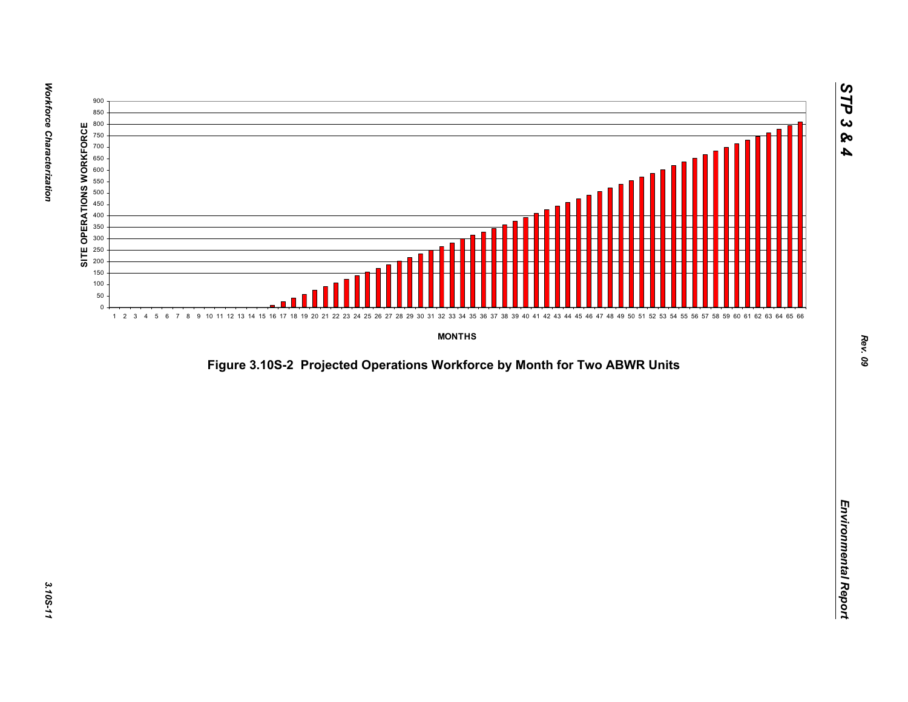Figure 3.10S-2 Projected Operations Workforce by Month for Two ABWR Units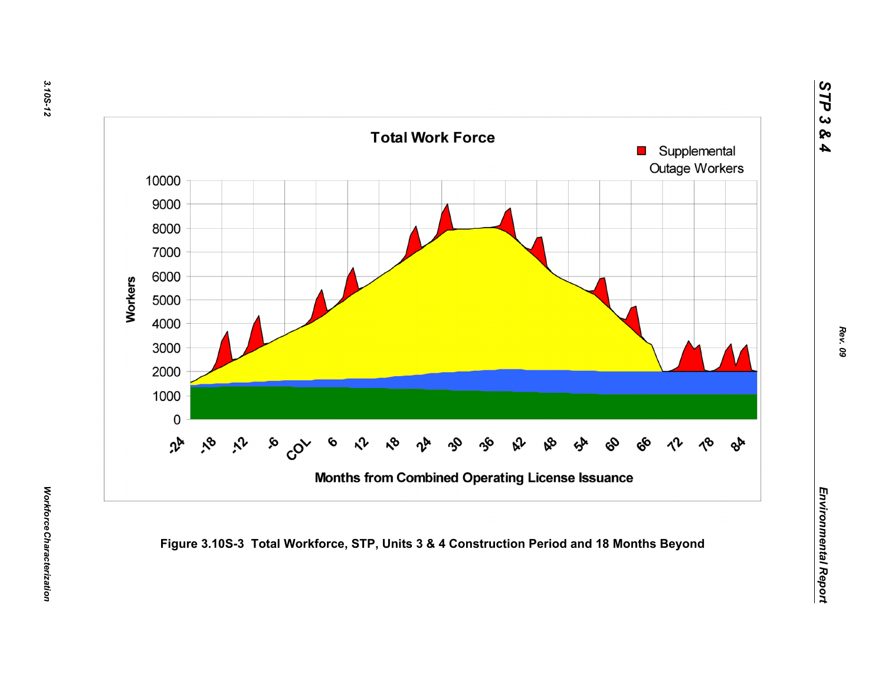Total Work Force

Supplemental Outage Workers

Workers

10000
9000
8000
7000
6000
5000
4000
3000
2000
1000
0

-24 -18 -12 -6 COL 6 12 18 24 30 36 42 48 54 60 66 72 78 84

Months from Combined Operating License Issuance

Figure 3.10S-3 Total Workforce, STP, Units 3 & 4 Construction Period and 18 Months Beyond